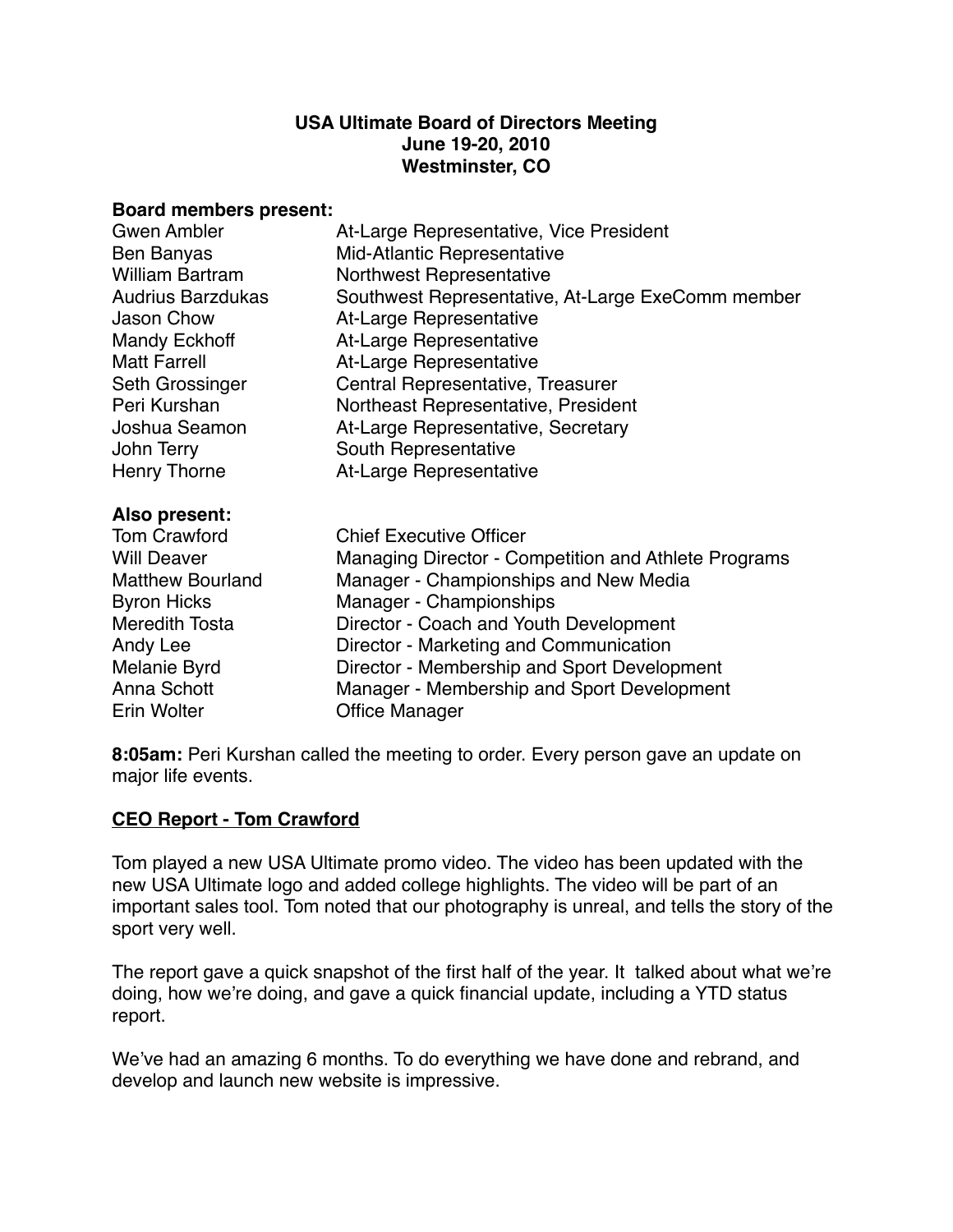# USA Ultimate Board of Directors Meeting
## June 19-20, 2010
## Westminster, CO

**Board members present:**

| | |
|---|---|
| Gwen Ambler | At-Large Representative, Vice President |
| Ben Banyas | Mid-Atlantic Representative |
| William Bartram | Northwest Representative |
| Audrius Barzdukas | Southwest Representative, At-Large ExeComm member |
| Jason Chow | At-Large Representative |
| Mandy Eckhoff | At-Large Representative |
| Matt Farrell | At-Large Representative |
| Seth Grossinger | Central Representative, Treasurer |
| Peri Kurshan | Northeast Representative, President |
| Joshua Seamon | At-Large Representative, Secretary |
| John Terry | South Representative |
| Henry Thorne | At-Large Representative |

**Also present:**

| | |
|---|---|
| Tom Crawford | Chief Executive Officer |
| Will Deaver | Managing Director - Competition and Athlete Programs |
| Matthew Bourland | Manager - Championships and New Media |
| Byron Hicks | Manager - Championships |
| Meredith Tosta | Director - Coach and Youth Development |
| Andy Lee | Director - Marketing and Communication |
| Melanie Byrd | Director - Membership and Sport Development |
| Anna Schott | Manager - Membership and Sport Development |
| Erin Wolter | Office Manager |

**8:05am:** Peri Kurshan called the meeting to order. Every person gave an update on major life events.

## CEO Report - Tom Crawford

Tom played a new USA Ultimate promo video. The video has been updated with the new USA Ultimate logo and added college highlights. The video will be part of an important sales tool. Tom noted that our photography is unreal, and tells the story of the sport very well.

The report gave a quick snapshot of the first half of the year. It talked about what we're doing, how we're doing, and gave a quick financial update, including a YTD status report.

We've had an amazing 6 months. To do everything we have done and rebrand, and develop and launch new website is impressive.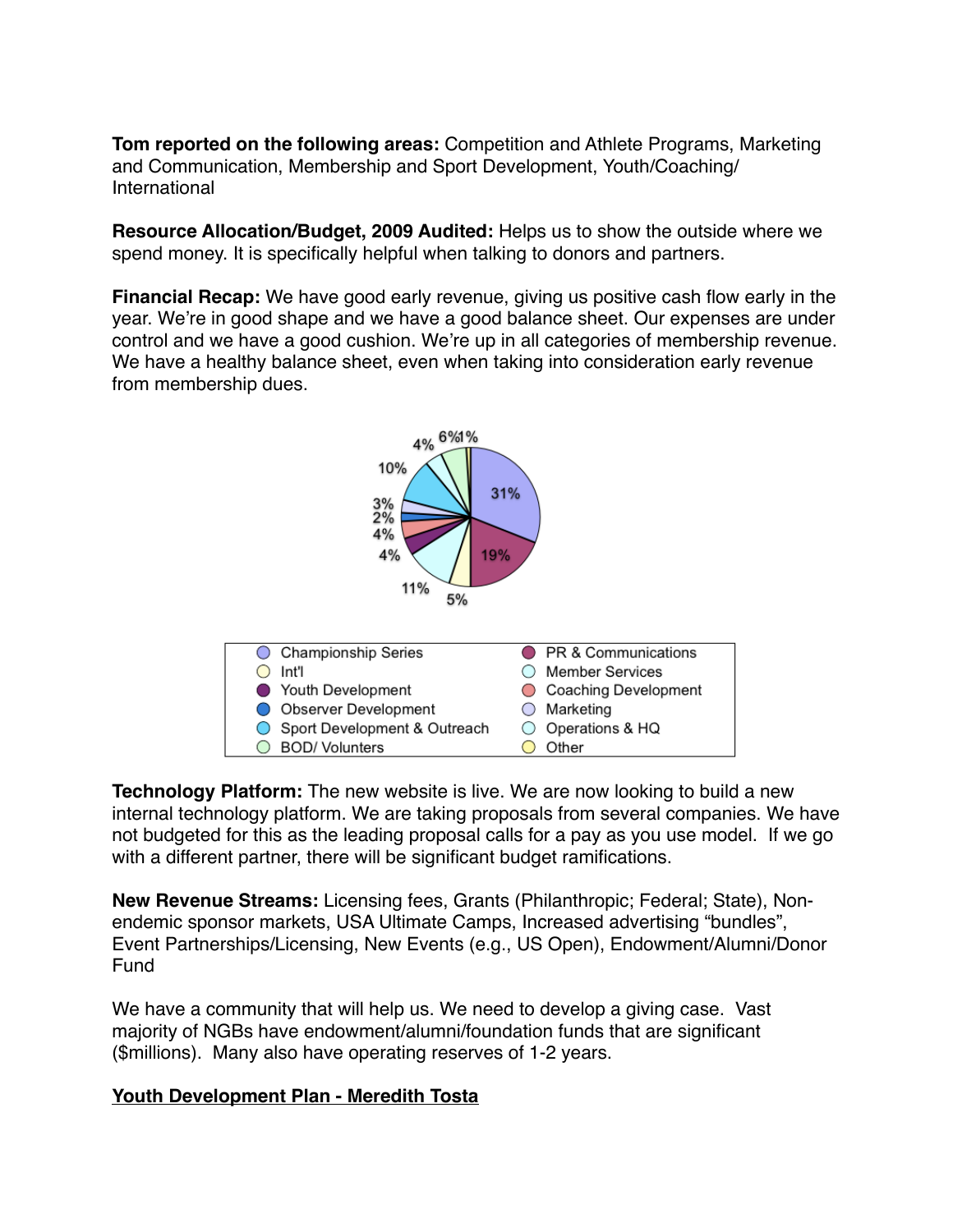**Tom reported on the following areas:** Competition and Athlete Programs, Marketing and Communication, Membership and Sport Development, Youth/Coaching/ International

**Resource Allocation/Budget, 2009 Audited:** Helps us to show the outside where we spend money. It is specifically helpful when talking to donors and partners.

**Financial Recap:** We have good early revenue, giving us positive cash flow early in the year. We're in good shape and we have a good balance sheet. Our expenses are under control and we have a good cushion. We're up in all categories of membership revenue. We have a healthy balance sheet, even when taking into consideration early revenue from membership dues.

| Category | Category |
|---|---|
| Championship Series | PR & Communications |
| Int'l | Member Services |
| Youth Development | Coaching Development |
| Observer Development | Marketing |
| Sport Development & Outreach | Operations & HQ |
| BOD/ Volunters | Other |

**Technology Platform:** The new website is live. We are now looking to build a new internal technology platform. We are taking proposals from several companies. We have not budgeted for this as the leading proposal calls for a pay as you use model. If we go with a different partner, there will be significant budget ramifications.

**New Revenue Streams:** Licensing fees, Grants (Philanthropic; Federal; State), Non-endemic sponsor markets, USA Ultimate Camps, Increased advertising "bundles", Event Partnerships/Licensing, New Events (e.g., US Open), Endowment/Alumni/Donor Fund

We have a community that will help us. We need to develop a giving case. Vast majority of NGBs have endowment/alumni/foundation funds that are significant ($millions). Many also have operating reserves of 1-2 years.

**<u>Youth Development Plan - Meredith Tosta</u>**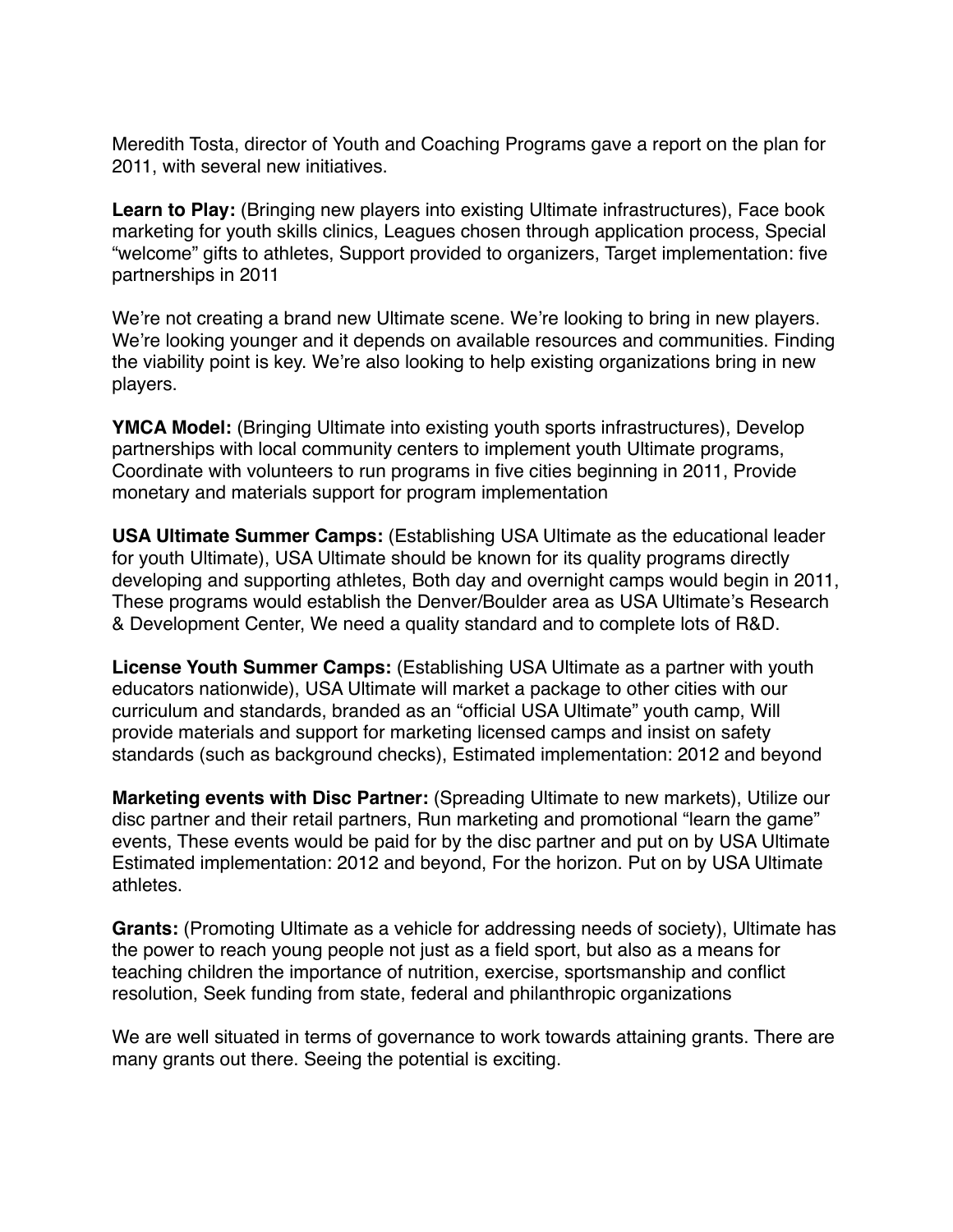Meredith Tosta, director of Youth and Coaching Programs gave a report on the plan for 2011, with several new initiatives.

**Learn to Play:** (Bringing new players into existing Ultimate infrastructures), Face book marketing for youth skills clinics, Leagues chosen through application process, Special "welcome" gifts to athletes, Support provided to organizers, Target implementation: five partnerships in 2011

We're not creating a brand new Ultimate scene. We're looking to bring in new players. We're looking younger and it depends on available resources and communities. Finding the viability point is key. We're also looking to help existing organizations bring in new players.

**YMCA Model:** (Bringing Ultimate into existing youth sports infrastructures), Develop partnerships with local community centers to implement youth Ultimate programs, Coordinate with volunteers to run programs in five cities beginning in 2011, Provide monetary and materials support for program implementation

**USA Ultimate Summer Camps:** (Establishing USA Ultimate as the educational leader for youth Ultimate), USA Ultimate should be known for its quality programs directly developing and supporting athletes, Both day and overnight camps would begin in 2011, These programs would establish the Denver/Boulder area as USA Ultimate's Research & Development Center, We need a quality standard and to complete lots of R&D.

**License Youth Summer Camps:** (Establishing USA Ultimate as a partner with youth educators nationwide), USA Ultimate will market a package to other cities with our curriculum and standards, branded as an "official USA Ultimate" youth camp, Will provide materials and support for marketing licensed camps and insist on safety standards (such as background checks), Estimated implementation: 2012 and beyond

**Marketing events with Disc Partner:** (Spreading Ultimate to new markets), Utilize our disc partner and their retail partners, Run marketing and promotional "learn the game" events, These events would be paid for by the disc partner and put on by USA Ultimate Estimated implementation: 2012 and beyond, For the horizon. Put on by USA Ultimate athletes.

**Grants:** (Promoting Ultimate as a vehicle for addressing needs of society), Ultimate has the power to reach young people not just as a field sport, but also as a means for teaching children the importance of nutrition, exercise, sportsmanship and conflict resolution, Seek funding from state, federal and philanthropic organizations

We are well situated in terms of governance to work towards attaining grants. There are many grants out there. Seeing the potential is exciting.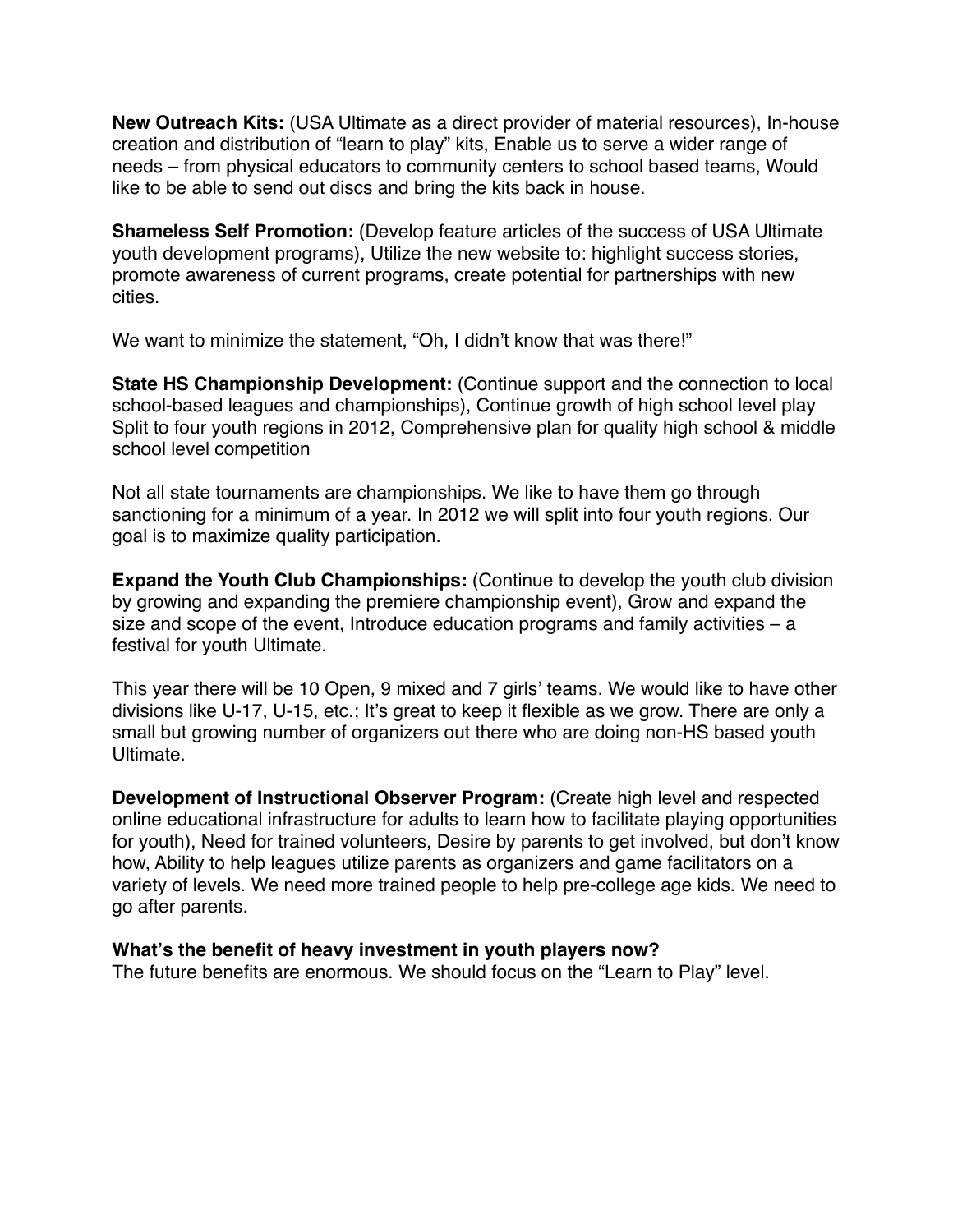**New Outreach Kits:** (USA Ultimate as a direct provider of material resources), In-house creation and distribution of "learn to play" kits, Enable us to serve a wider range of needs – from physical educators to community centers to school based teams, Would like to be able to send out discs and bring the kits back in house.

**Shameless Self Promotion:** (Develop feature articles of the success of USA Ultimate youth development programs), Utilize the new website to: highlight success stories, promote awareness of current programs, create potential for partnerships with new cities.

We want to minimize the statement, "Oh, I didn't know that was there!"

**State HS Championship Development:** (Continue support and the connection to local school-based leagues and championships), Continue growth of high school level play Split to four youth regions in 2012, Comprehensive plan for quality high school & middle school level competition

Not all state tournaments are championships. We like to have them go through sanctioning for a minimum of a year. In 2012 we will split into four youth regions. Our goal is to maximize quality participation.

**Expand the Youth Club Championships:** (Continue to develop the youth club division by growing and expanding the premiere championship event), Grow and expand the size and scope of the event, Introduce education programs and family activities – a festival for youth Ultimate.

This year there will be 10 Open, 9 mixed and 7 girls' teams. We would like to have other divisions like U-17, U-15, etc.; It's great to keep it flexible as we grow. There are only a small but growing number of organizers out there who are doing non-HS based youth Ultimate.

**Development of Instructional Observer Program:** (Create high level and respected online educational infrastructure for adults to learn how to facilitate playing opportunities for youth), Need for trained volunteers, Desire by parents to get involved, but don't know how, Ability to help leagues utilize parents as organizers and game facilitators on a variety of levels. We need more trained people to help pre-college age kids. We need to go after parents.

**What's the benefit of heavy investment in youth players now?**
The future benefits are enormous. We should focus on the "Learn to Play" level.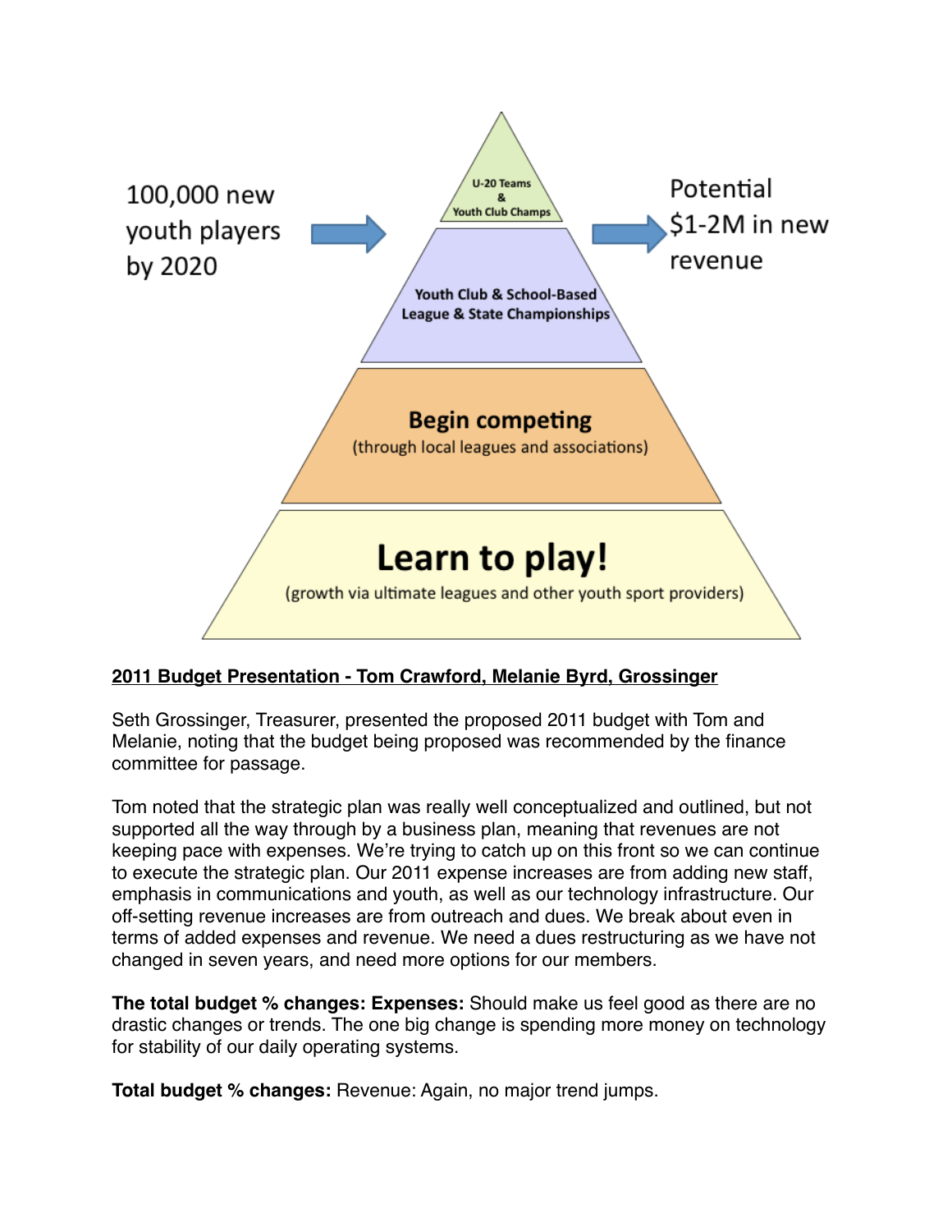100,000 new youth players by 2020

U-20 Teams & Youth Club Champs

Youth Club & School-Based League & State Championships

**Begin competing**
(through local leagues and associations)

**Learn to play!**
(growth via ultimate leagues and other youth sport providers)

Potential $1-2M in new revenue

## 2011 Budget Presentation - Tom Crawford, Melanie Byrd, Grossinger

Seth Grossinger, Treasurer, presented the proposed 2011 budget with Tom and Melanie, noting that the budget being proposed was recommended by the finance committee for passage.

Tom noted that the strategic plan was really well conceptualized and outlined, but not supported all the way through by a business plan, meaning that revenues are not keeping pace with expenses. We're trying to catch up on this front so we can continue to execute the strategic plan. Our 2011 expense increases are from adding new staff, emphasis in communications and youth, as well as our technology infrastructure. Our off-setting revenue increases are from outreach and dues. We break about even in terms of added expenses and revenue. We need a dues restructuring as we have not changed in seven years, and need more options for our members.

**The total budget % changes: Expenses:** Should make us feel good as there are no drastic changes or trends. The one big change is spending more money on technology for stability of our daily operating systems.

**Total budget % changes:** Revenue: Again, no major trend jumps.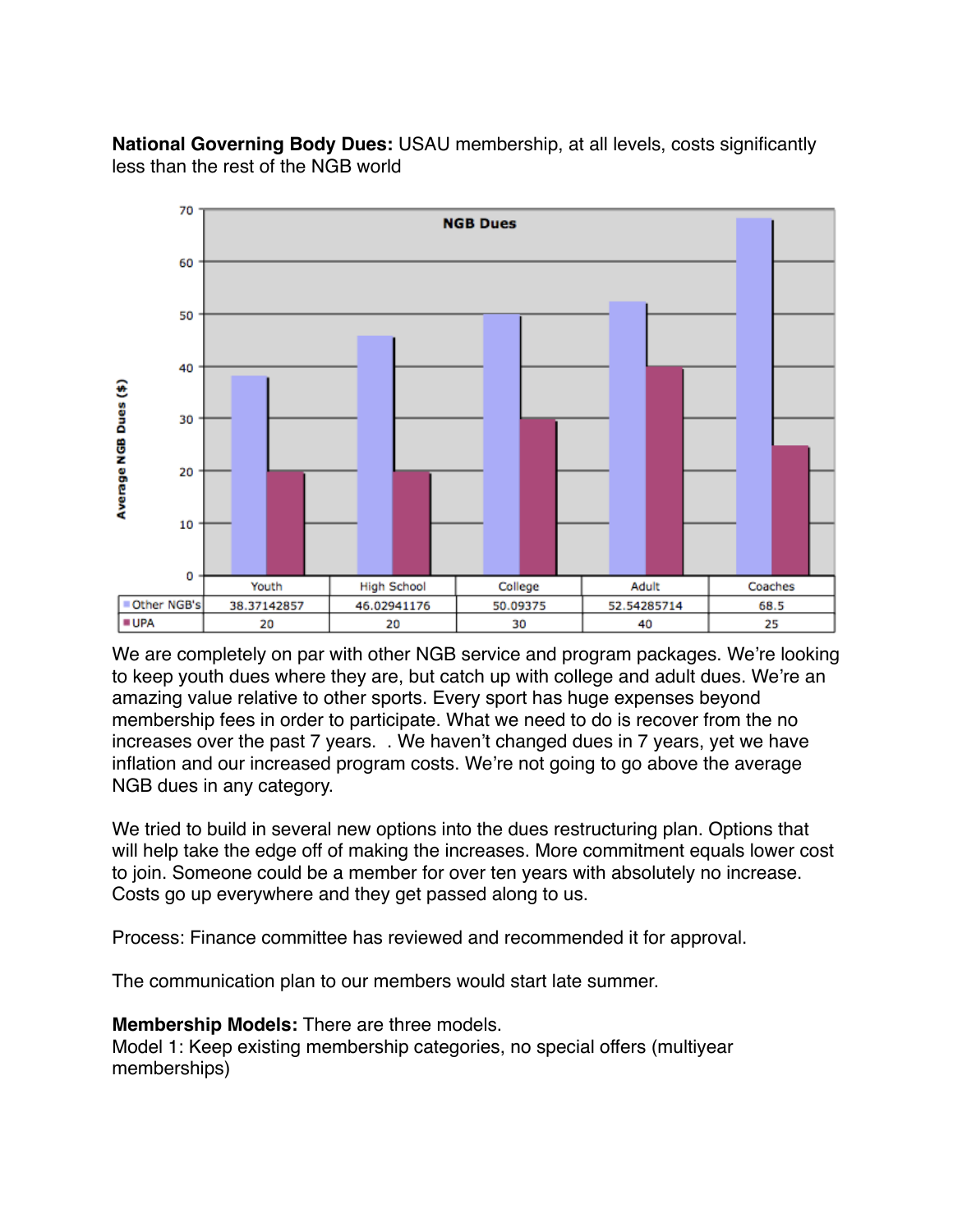**National Governing Body Dues:** USAU membership, at all levels, costs significantly less than the rest of the NGB world

**NGB Dues**

| | Youth | High School | College | Adult | Coaches |
|---|---|---|---|---|---|
| Other NGB's | 38.37142857 | 46.02941176 | 50.09375 | 52.54285714 | 68.5 |
| UPA | 20 | 20 | 30 | 40 | 25 |

We are completely on par with other NGB service and program packages. We're looking to keep youth dues where they are, but catch up with college and adult dues. We're an amazing value relative to other sports. Every sport has huge expenses beyond membership fees in order to participate. What we need to do is recover from the no increases over the past 7 years.  . We haven't changed dues in 7 years, yet we have inflation and our increased program costs. We're not going to go above the average NGB dues in any category.

We tried to build in several new options into the dues restructuring plan. Options that will help take the edge off of making the increases. More commitment equals lower cost to join. Someone could be a member for over ten years with absolutely no increase. Costs go up everywhere and they get passed along to us.

Process: Finance committee has reviewed and recommended it for approval.

The communication plan to our members would start late summer.

**Membership Models:** There are three models.
Model 1: Keep existing membership categories, no special offers (multiyear memberships)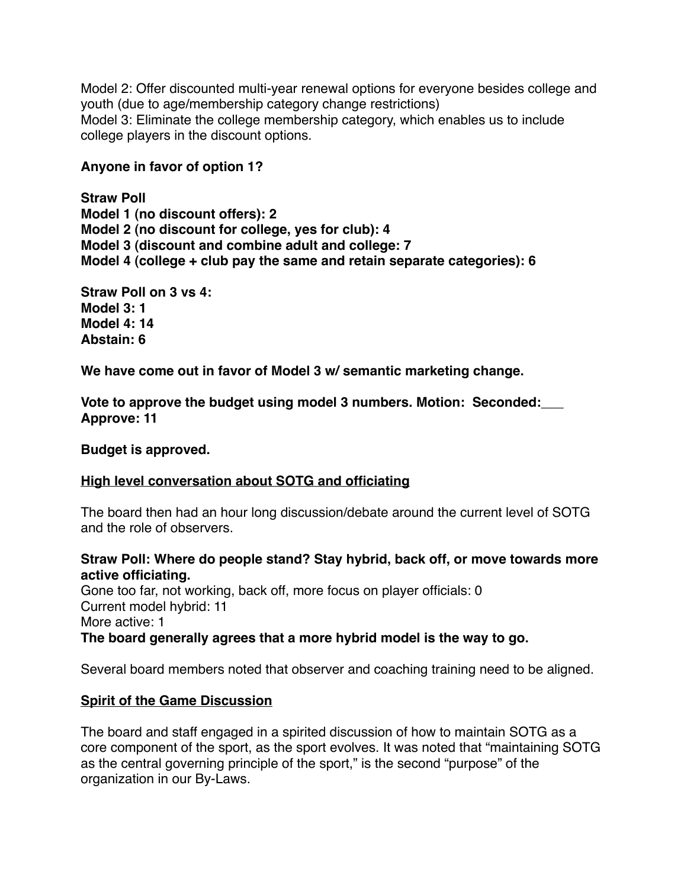Model 2: Offer discounted multi-year renewal options for everyone besides college and youth (due to age/membership category change restrictions)
Model 3: Eliminate the college membership category, which enables us to include college players in the discount options.

**Anyone in favor of option 1?**

**Straw Poll**
**Model 1 (no discount offers): 2**
**Model 2 (no discount for college, yes for club): 4**
**Model 3 (discount and combine adult and college: 7**
**Model 4 (college + club pay the same and retain separate categories): 6**

**Straw Poll on 3 vs 4:**
**Model 3: 1**
**Model 4: 14**
**Abstain: 6**

**We have come out in favor of Model 3 w/ semantic marketing change.**

**Vote to approve the budget using model 3 numbers. Motion: Seconded:___**
**Approve: 11**

**Budget is approved.**

**<u>High level conversation about SOTG and officiating</u>**

The board then had an hour long discussion/debate around the current level of SOTG and the role of observers.

**Straw Poll: Where do people stand? Stay hybrid, back off, or move towards more active officiating.**
Gone too far, not working, back off, more focus on player officials: 0
Current model hybrid: 11
More active: 1
**The board generally agrees that a more hybrid model is the way to go.**

Several board members noted that observer and coaching training need to be aligned.

**<u>Spirit of the Game Discussion</u>**

The board and staff engaged in a spirited discussion of how to maintain SOTG as a core component of the sport, as the sport evolves. It was noted that "maintaining SOTG as the central governing principle of the sport," is the second "purpose" of the organization in our By-Laws.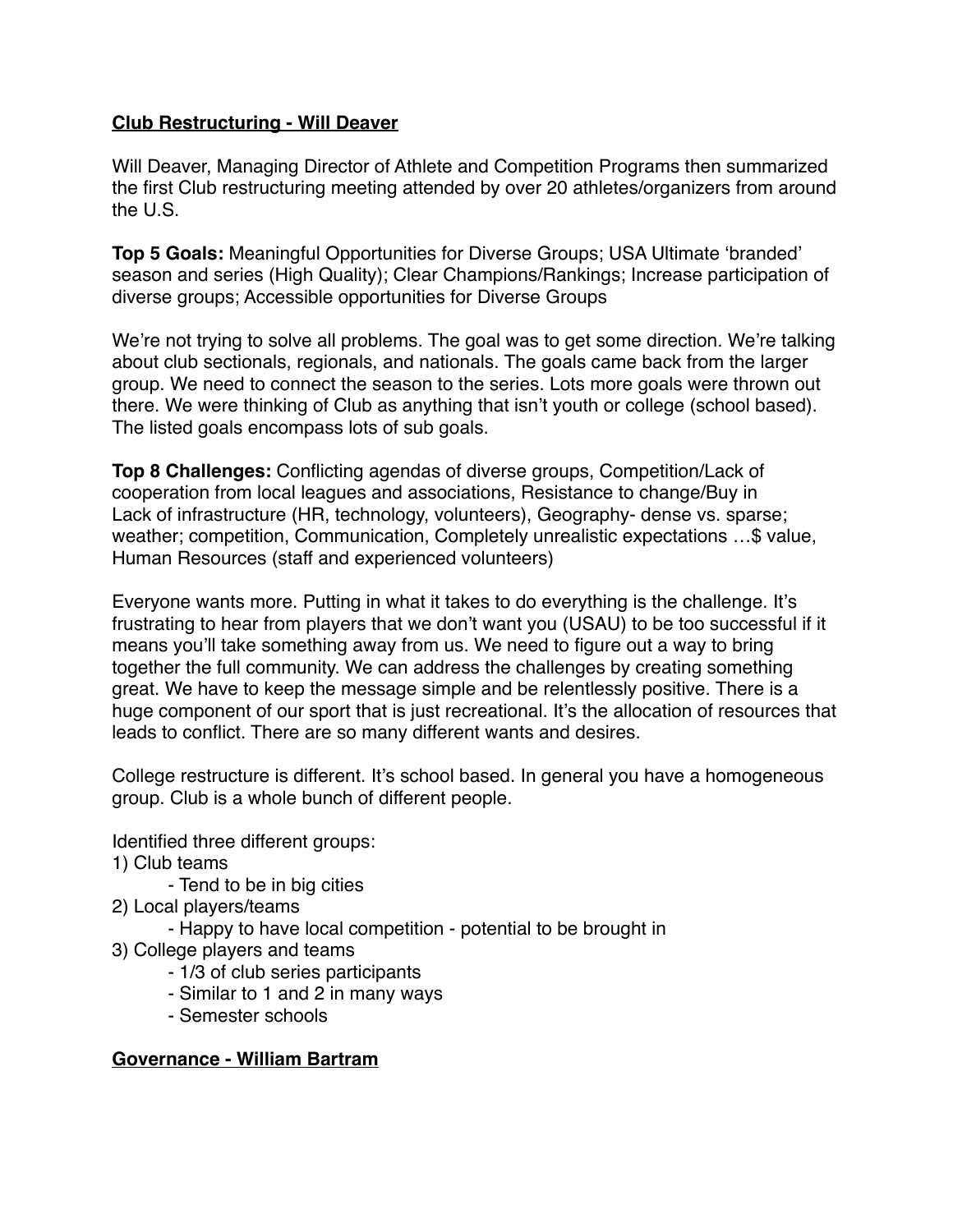**Club Restructuring - Will Deaver**

Will Deaver, Managing Director of Athlete and Competition Programs then summarized the first Club restructuring meeting attended by over 20 athletes/organizers from around the U.S.

**Top 5 Goals:** Meaningful Opportunities for Diverse Groups; USA Ultimate 'branded' season and series (High Quality); Clear Champions/Rankings; Increase participation of diverse groups; Accessible opportunities for Diverse Groups

We're not trying to solve all problems. The goal was to get some direction. We're talking about club sectionals, regionals, and nationals. The goals came back from the larger group. We need to connect the season to the series. Lots more goals were thrown out there. We were thinking of Club as anything that isn't youth or college (school based). The listed goals encompass lots of sub goals.

**Top 8 Challenges:** Conflicting agendas of diverse groups, Competition/Lack of cooperation from local leagues and associations, Resistance to change/Buy in Lack of infrastructure (HR, technology, volunteers), Geography- dense vs. sparse; weather; competition, Communication, Completely unrealistic expectations …$ value, Human Resources (staff and experienced volunteers)

Everyone wants more. Putting in what it takes to do everything is the challenge. It's frustrating to hear from players that we don't want you (USAU) to be too successful if it means you'll take something away from us. We need to figure out a way to bring together the full community. We can address the challenges by creating something great. We have to keep the message simple and be relentlessly positive. There is a huge component of our sport that is just recreational. It's the allocation of resources that leads to conflict. There are so many different wants and desires.

College restructure is different. It's school based. In general you have a homogeneous group. Club is a whole bunch of different people.

Identified three different groups:

1) Club teams
    - Tend to be in big cities
2) Local players/teams
    - Happy to have local competition - potential to be brought in
3) College players and teams
    - 1/3 of club series participants
    - Similar to 1 and 2 in many ways
    - Semester schools

**Governance - William Bartram**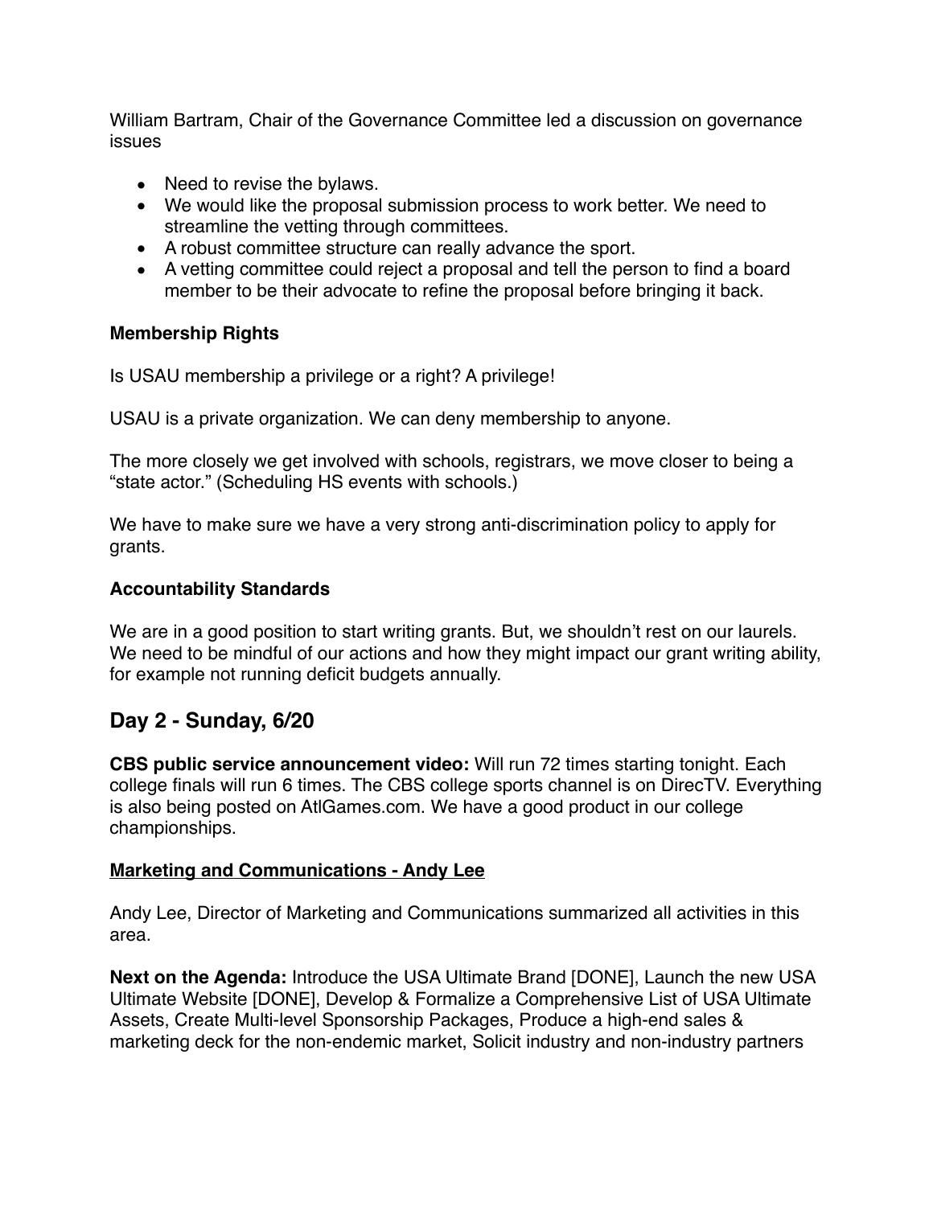William Bartram, Chair of the Governance Committee led a discussion on governance issues

- Need to revise the bylaws.
- We would like the proposal submission process to work better. We need to streamline the vetting through committees.
- A robust committee structure can really advance the sport.
- A vetting committee could reject a proposal and tell the person to find a board member to be their advocate to refine the proposal before bringing it back.

**Membership Rights**

Is USAU membership a privilege or a right? A privilege!

USAU is a private organization. We can deny membership to anyone.

The more closely we get involved with schools, registrars, we move closer to being a "state actor." (Scheduling HS events with schools.)

We have to make sure we have a very strong anti-discrimination policy to apply for grants.

**Accountability Standards**

We are in a good position to start writing grants. But, we shouldn't rest on our laurels. We need to be mindful of our actions and how they might impact our grant writing ability, for example not running deficit budgets annually.

## Day 2 - Sunday, 6/20

**CBS public service announcement video:** Will run 72 times starting tonight. Each college finals will run 6 times. The CBS college sports channel is on DirecTV. Everything is also being posted on AtlGames.com. We have a good product in our college championships.

**<u>Marketing and Communications - Andy Lee</u>**

Andy Lee, Director of Marketing and Communications summarized all activities in this area.

**Next on the Agenda:** Introduce the USA Ultimate Brand [DONE], Launch the new USA Ultimate Website [DONE], Develop & Formalize a Comprehensive List of USA Ultimate Assets, Create Multi-level Sponsorship Packages, Produce a high-end sales & marketing deck for the non-endemic market, Solicit industry and non-industry partners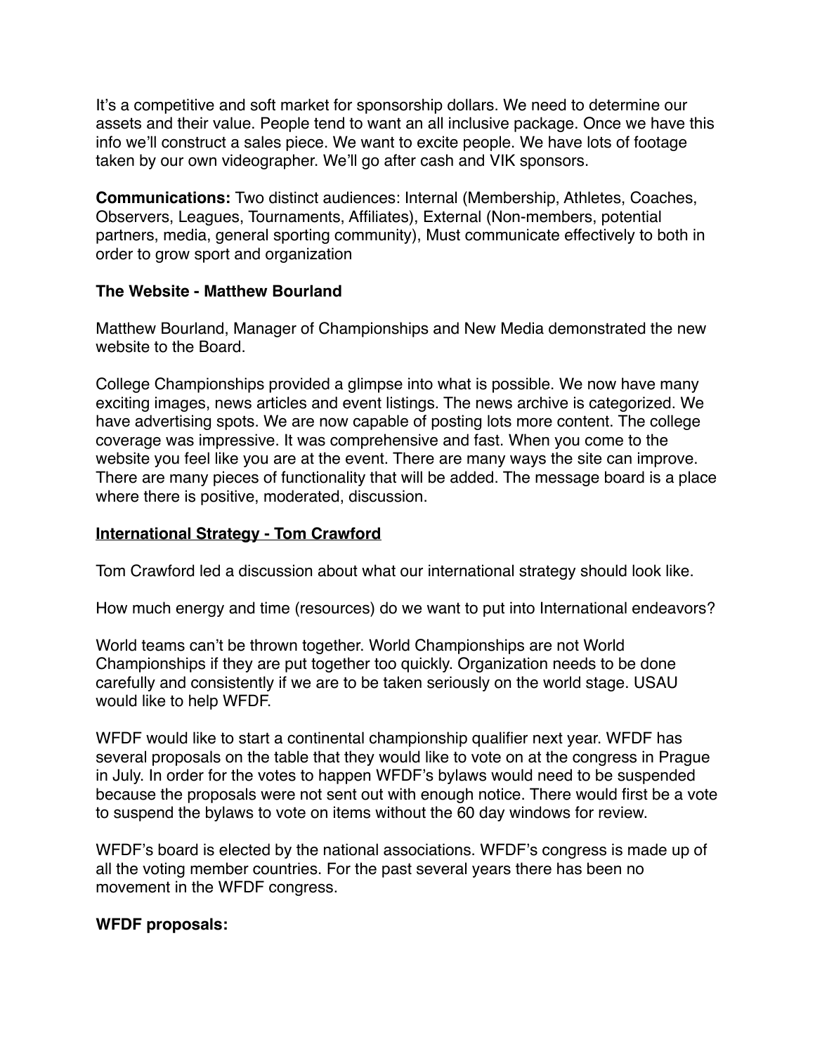It's a competitive and soft market for sponsorship dollars. We need to determine our assets and their value. People tend to want an all inclusive package. Once we have this info we'll construct a sales piece. We want to excite people. We have lots of footage taken by our own videographer. We'll go after cash and VIK sponsors.

**Communications:** Two distinct audiences: Internal (Membership, Athletes, Coaches, Observers, Leagues, Tournaments, Affiliates), External (Non-members, potential partners, media, general sporting community), Must communicate effectively to both in order to grow sport and organization

**The Website - Matthew Bourland**

Matthew Bourland, Manager of Championships and New Media demonstrated the new website to the Board.

College Championships provided a glimpse into what is possible. We now have many exciting images, news articles and event listings. The news archive is categorized. We have advertising spots. We are now capable of posting lots more content. The college coverage was impressive. It was comprehensive and fast. When you come to the website you feel like you are at the event. There are many ways the site can improve. There are many pieces of functionality that will be added. The message board is a place where there is positive, moderated, discussion.

<u>**International Strategy - Tom Crawford**</u>

Tom Crawford led a discussion about what our international strategy should look like.

How much energy and time (resources) do we want to put into International endeavors?

World teams can't be thrown together. World Championships are not World Championships if they are put together too quickly. Organization needs to be done carefully and consistently if we are to be taken seriously on the world stage. USAU would like to help WFDF.

WFDF would like to start a continental championship qualifier next year. WFDF has several proposals on the table that they would like to vote on at the congress in Prague in July. In order for the votes to happen WFDF's bylaws would need to be suspended because the proposals were not sent out with enough notice. There would first be a vote to suspend the bylaws to vote on items without the 60 day windows for review.

WFDF's board is elected by the national associations. WFDF's congress is made up of all the voting member countries. For the past several years there has been no movement in the WFDF congress.

**WFDF proposals:**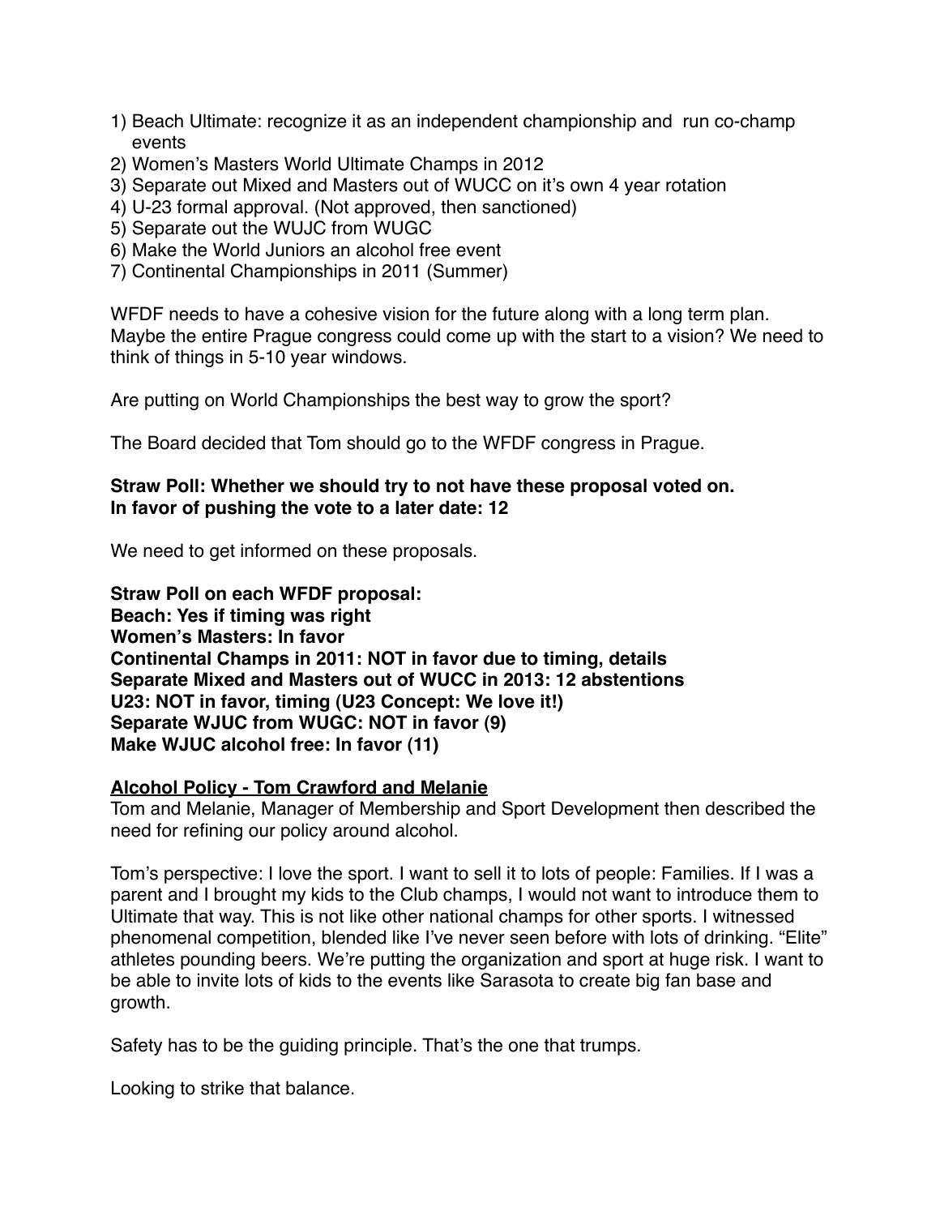1) Beach Ultimate: recognize it as an independent championship and run co-champ events
2) Women's Masters World Ultimate Champs in 2012
3) Separate out Mixed and Masters out of WUCC on it's own 4 year rotation
4) U-23 formal approval. (Not approved, then sanctioned)
5) Separate out the WUJC from WUGC
6) Make the World Juniors an alcohol free event
7) Continental Championships in 2011 (Summer)

WFDF needs to have a cohesive vision for the future along with a long term plan. Maybe the entire Prague congress could come up with the start to a vision? We need to think of things in 5-10 year windows.

Are putting on World Championships the best way to grow the sport?

The Board decided that Tom should go to the WFDF congress in Prague.

**Straw Poll: Whether we should try to not have these proposal voted on.**
**In favor of pushing the vote to a later date: 12**

We need to get informed on these proposals.

**Straw Poll on each WFDF proposal:**
**Beach: Yes if timing was right**
**Women's Masters: In favor**
**Continental Champs in 2011: NOT in favor due to timing, details**
**Separate Mixed and Masters out of WUCC in 2013: 12 abstentions**
**U23: NOT in favor, timing (U23 Concept: We love it!)**
**Separate WJUC from WUGC: NOT in favor (9)**
**Make WJUC alcohol free: In favor (11)**

**<u>Alcohol Policy - Tom Crawford and Melanie</u>**
Tom and Melanie, Manager of Membership and Sport Development then described the need for refining our policy around alcohol.

Tom's perspective: I love the sport. I want to sell it to lots of people: Families. If I was a parent and I brought my kids to the Club champs, I would not want to introduce them to Ultimate that way. This is not like other national champs for other sports. I witnessed phenomenal competition, blended like I've never seen before with lots of drinking. "Elite" athletes pounding beers. We're putting the organization and sport at huge risk. I want to be able to invite lots of kids to the events like Sarasota to create big fan base and growth.

Safety has to be the guiding principle. That's the one that trumps.

Looking to strike that balance.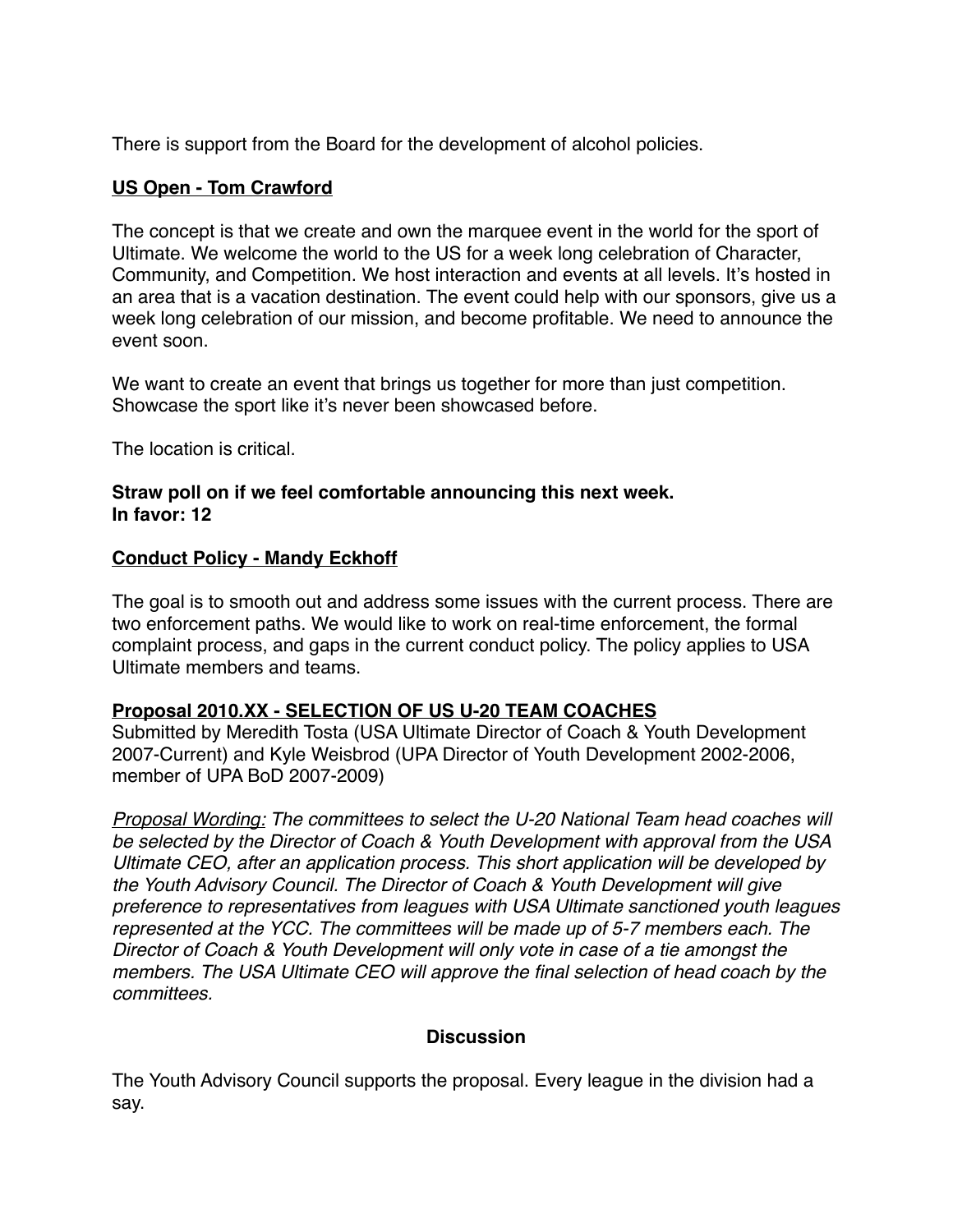There is support from the Board for the development of alcohol policies.

**US Open - Tom Crawford**

The concept is that we create and own the marquee event in the world for the sport of Ultimate. We welcome the world to the US for a week long celebration of Character, Community, and Competition. We host interaction and events at all levels. It's hosted in an area that is a vacation destination. The event could help with our sponsors, give us a week long celebration of our mission, and become profitable. We need to announce the event soon.

We want to create an event that brings us together for more than just competition. Showcase the sport like it's never been showcased before.

The location is critical.

**Straw poll on if we feel comfortable announcing this next week.**
**In favor: 12**

**Conduct Policy - Mandy Eckhoff**

The goal is to smooth out and address some issues with the current process. There are two enforcement paths. We would like to work on real-time enforcement, the formal complaint process, and gaps in the current conduct policy. The policy applies to USA Ultimate members and teams.

**Proposal 2010.XX - SELECTION OF US U-20 TEAM COACHES**

Submitted by Meredith Tosta (USA Ultimate Director of Coach & Youth Development 2007-Current) and Kyle Weisbrod (UPA Director of Youth Development 2002-2006, member of UPA BoD 2007-2009)

*Proposal Wording: The committees to select the U-20 National Team head coaches will be selected by the Director of Coach & Youth Development with approval from the USA Ultimate CEO, after an application process. This short application will be developed by the Youth Advisory Council. The Director of Coach & Youth Development will give preference to representatives from leagues with USA Ultimate sanctioned youth leagues represented at the YCC. The committees will be made up of 5-7 members each. The Director of Coach & Youth Development will only vote in case of a tie amongst the members. The USA Ultimate CEO will approve the final selection of head coach by the committees.*

**Discussion**

The Youth Advisory Council supports the proposal. Every league in the division had a say.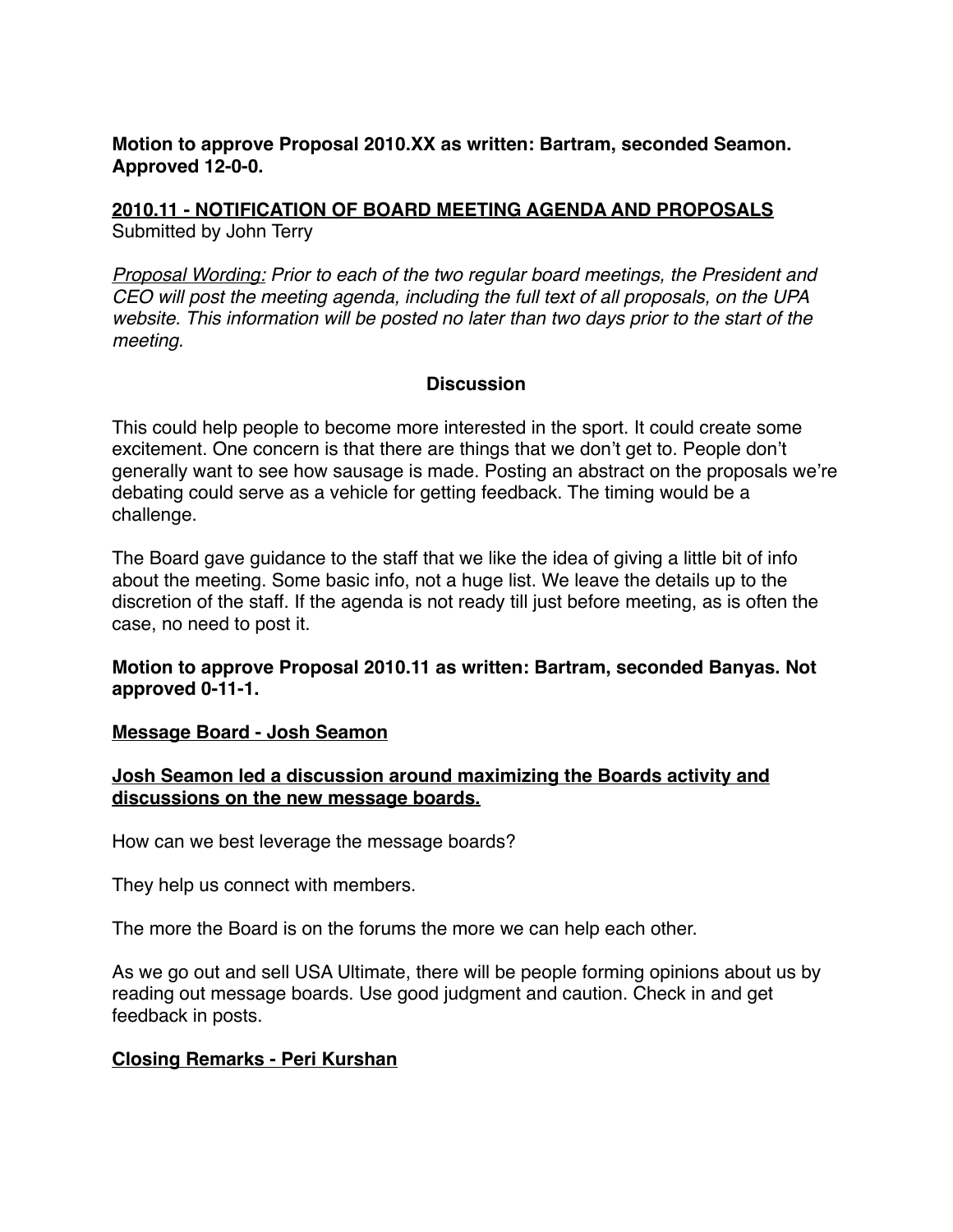**Motion to approve Proposal 2010.XX as written: Bartram, seconded Seamon. Approved 12-0-0.**

## 2010.11 - NOTIFICATION OF BOARD MEETING AGENDA AND PROPOSALS

Submitted by John Terry

*Proposal Wording: Prior to each of the two regular board meetings, the President and CEO will post the meeting agenda, including the full text of all proposals, on the UPA website. This information will be posted no later than two days prior to the start of the meeting.*

### Discussion

This could help people to become more interested in the sport. It could create some excitement. One concern is that there are things that we don't get to. People don't generally want to see how sausage is made. Posting an abstract on the proposals we're debating could serve as a vehicle for getting feedback. The timing would be a challenge.

The Board gave guidance to the staff that we like the idea of giving a little bit of info about the meeting. Some basic info, not a huge list. We leave the details up to the discretion of the staff. If the agenda is not ready till just before meeting, as is often the case, no need to post it.

**Motion to approve Proposal 2010.11 as written: Bartram, seconded Banyas. Not approved 0-11-1.**

## Message Board - Josh Seamon

**Josh Seamon led a discussion around maximizing the Boards activity and discussions on the new message boards.**

How can we best leverage the message boards?

They help us connect with members.

The more the Board is on the forums the more we can help each other.

As we go out and sell USA Ultimate, there will be people forming opinions about us by reading out message boards. Use good judgment and caution. Check in and get feedback in posts.

## Closing Remarks - Peri Kurshan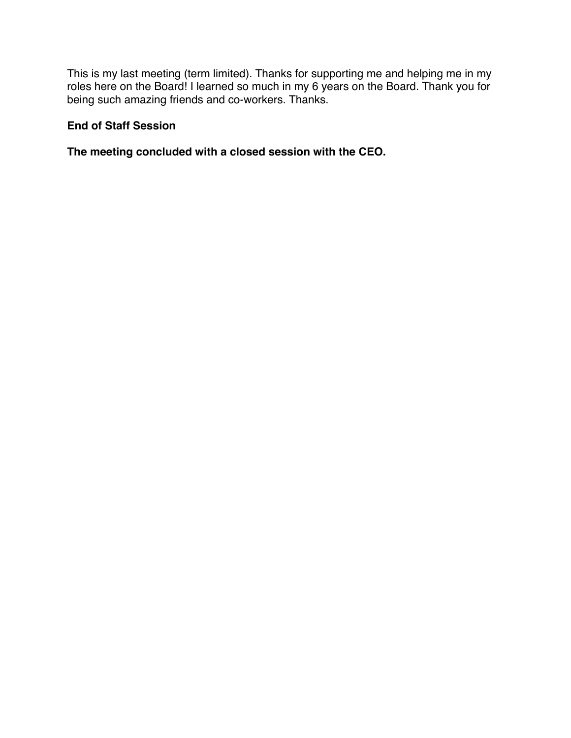This is my last meeting (term limited). Thanks for supporting me and helping me in my roles here on the Board! I learned so much in my 6 years on the Board. Thank you for being such amazing friends and co-workers. Thanks.

**End of Staff Session**

**The meeting concluded with a closed session with the CEO.**